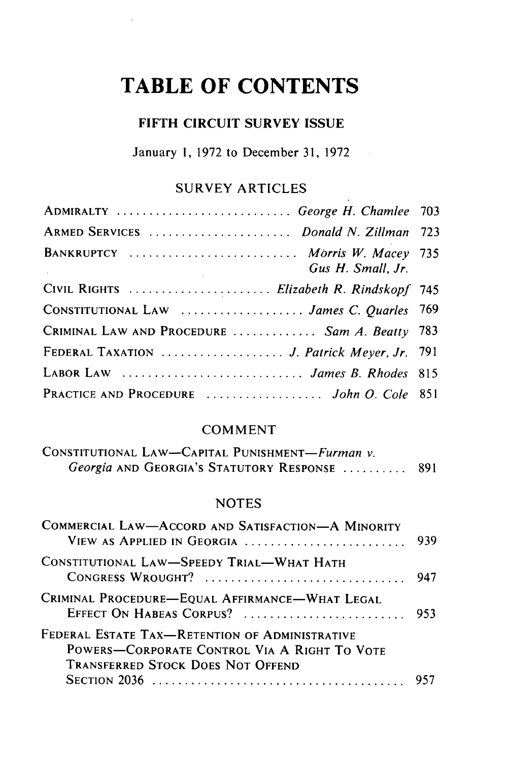# TABLE OF CONTENTS

## FIFTH CIRCUIT SURVEY ISSUE

January 1, 1972 to December 31, 1972

### SURVEY ARTICLES

| | | |
|---|---|---|
| ADMIRALTY | *George H. Chamlee* | 703 |
| ARMED SERVICES | *Donald N. Zillman* | 723 |
| BANKRUPTCY | *Morris W. Macey*<br>*Gus H. Small, Jr.* | 735 |
| CIVIL RIGHTS | *Elizabeth R. Rindskopf* | 745 |
| CONSTITUTIONAL LAW | *James C. Quarles* | 769 |
| CRIMINAL LAW AND PROCEDURE | *Sam A. Beatty* | 783 |
| FEDERAL TAXATION | *J. Patrick Meyer, Jr.* | 791 |
| LABOR LAW | *James B. Rhodes* | 815 |
| PRACTICE AND PROCEDURE | *John O. Cole* | 851 |

### COMMENT

CONSTITUTIONAL LAW—CAPITAL PUNISHMENT—*Furman v. Georgia* AND GEORGIA'S STATUTORY RESPONSE .......... 891

### NOTES

COMMERCIAL LAW—ACCORD AND SATISFACTION—A MINORITY VIEW AS APPLIED IN GEORGIA .......... 939

CONSTITUTIONAL LAW—SPEEDY TRIAL—WHAT HATH CONGRESS WROUGHT? .......... 947

CRIMINAL PROCEDURE—EQUAL AFFIRMANCE—WHAT LEGAL EFFECT ON HABEAS CORPUS? .......... 953

FEDERAL ESTATE TAX—RETENTION OF ADMINISTRATIVE POWERS—CORPORATE CONTROL VIA A RIGHT TO VOTE TRANSFERRED STOCK DOES NOT OFFEND SECTION 2036 .......... 957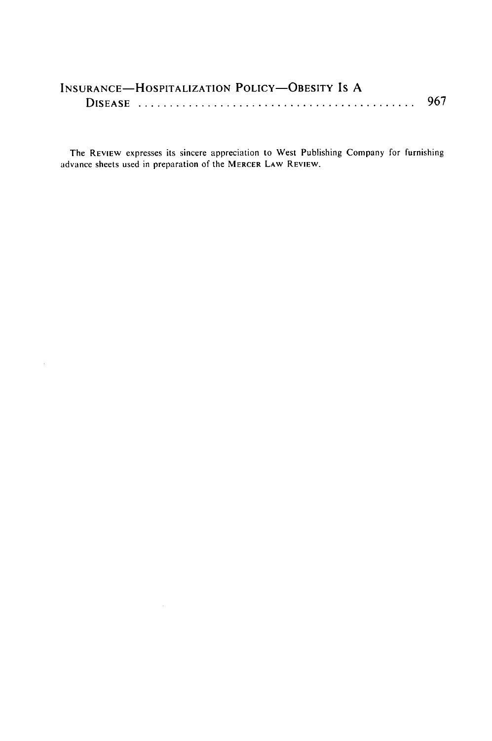INSURANCE—HOSPITALIZATION POLICY—OBESITY IS A DISEASE .......................................... 967

The REVIEW expresses its sincere appreciation to West Publishing Company for furnishing advance sheets used in preparation of the MERCER LAW REVIEW.